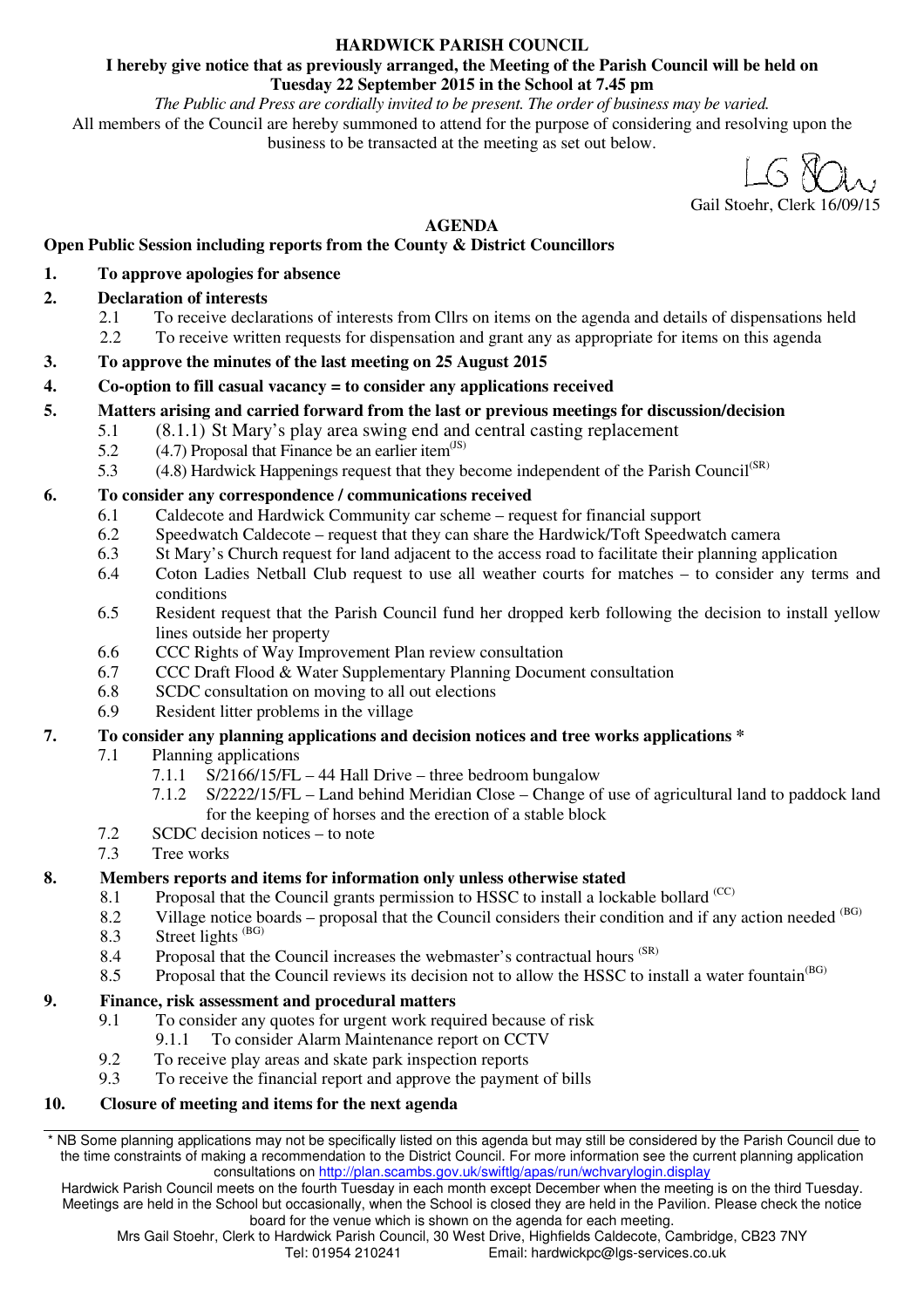# HARDWICK PARISH COUNCIL

**I hereby give notice that as previously arranged, the Meeting of the Parish Council will be held on Tuesday 22 September 2015 in the School at 7.45 pm**

*The Public and Press are cordially invited to be present. The order of business may be varied.*

All members of the Council are hereby summoned to attend for the purpose of considering and resolving upon the business to be transacted at the meeting as set out below.

LG Stoehr

Gail Stoehr, Clerk 16/09/15

## AGENDA

**Open Public Session including reports from the County & District Councillors**

**1. To approve apologies for absence**

**2. Declaration of interests**
- 2.1 To receive declarations of interests from Cllrs on items on the agenda and details of dispensations held
- 2.2 To receive written requests for dispensation and grant any as appropriate for items on this agenda

**3. To approve the minutes of the last meeting on 25 August 2015**

**4. Co-option to fill casual vacancy = to consider any applications received**

**5. Matters arising and carried forward from the last or previous meetings for discussion/decision**
- 5.1 (8.1.1) St Mary's play area swing end and central casting replacement
- 5.2 (4.7) Proposal that Finance be an earlier item(JS)
- 5.3 (4.8) Hardwick Happenings request that they become independent of the Parish Council(SR)

**6. To consider any correspondence / communications received**
- 6.1 Caldecote and Hardwick Community car scheme – request for financial support
- 6.2 Speedwatch Caldecote – request that they can share the Hardwick/Toft Speedwatch camera
- 6.3 St Mary's Church request for land adjacent to the access road to facilitate their planning application
- 6.4 Coton Ladies Netball Club request to use all weather courts for matches – to consider any terms and conditions
- 6.5 Resident request that the Parish Council fund her dropped kerb following the decision to install yellow lines outside her property
- 6.6 CCC Rights of Way Improvement Plan review consultation
- 6.7 CCC Draft Flood & Water Supplementary Planning Document consultation
- 6.8 SCDC consultation on moving to all out elections
- 6.9 Resident litter problems in the village

**7. To consider any planning applications and decision notices and tree works applications \***
- 7.1 Planning applications
  - 7.1.1 S/2166/15/FL – 44 Hall Drive – three bedroom bungalow
  - 7.1.2 S/2222/15/FL – Land behind Meridian Close – Change of use of agricultural land to paddock land for the keeping of horses and the erection of a stable block
- 7.2 SCDC decision notices – to note
- 7.3 Tree works

**8. Members reports and items for information only unless otherwise stated**
- 8.1 Proposal that the Council grants permission to HSSC to install a lockable bollard (CC)
- 8.2 Village notice boards – proposal that the Council considers their condition and if any action needed (BG)
- 8.3 Street lights (BG)
- 8.4 Proposal that the Council increases the webmaster's contractual hours (SR)
- 8.5 Proposal that the Council reviews its decision not to allow the HSSC to install a water fountain(BG)

**9. Finance, risk assessment and procedural matters**
- 9.1 To consider any quotes for urgent work required because of risk
  - 9.1.1 To consider Alarm Maintenance report on CCTV
- 9.2 To receive play areas and skate park inspection reports
- 9.3 To receive the financial report and approve the payment of bills

**10. Closure of meeting and items for the next agenda**

---

\* NB Some planning applications may not be specifically listed on this agenda but may still be considered by the Parish Council due to the time constraints of making a recommendation to the District Council. For more information see the current planning application consultations on http://plan.scambs.gov.uk/swiftlg/apas/run/wchvarylogin.display

Hardwick Parish Council meets on the fourth Tuesday in each month except December when the meeting is on the third Tuesday. Meetings are held in the School but occasionally, when the School is closed they are held in the Pavilion. Please check the notice board for the venue which is shown on the agenda for each meeting.

Mrs Gail Stoehr, Clerk to Hardwick Parish Council, 30 West Drive, Highfields Caldecote, Cambridge, CB23 7NY
Tel: 01954 210241 Email: hardwickpc@lgs-services.co.uk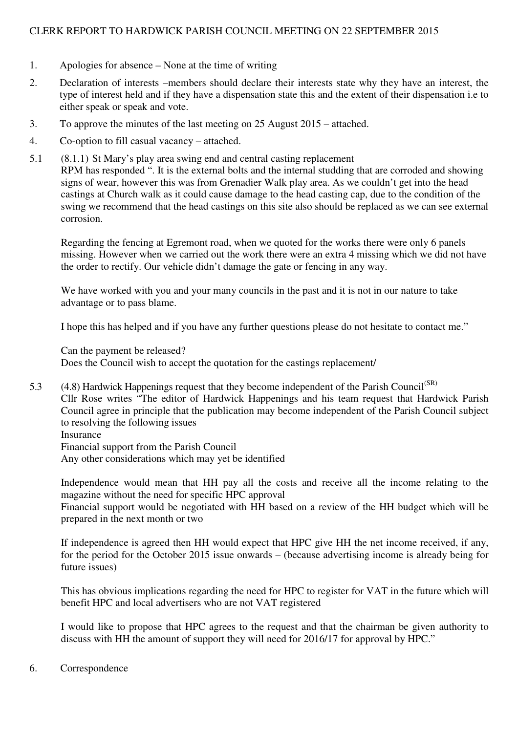CLERK REPORT TO HARDWICK PARISH COUNCIL MEETING ON 22 SEPTEMBER 2015

1. Apologies for absence – None at the time of writing

2. Declaration of interests –members should declare their interests state why they have an interest, the type of interest held and if they have a dispensation state this and the extent of their dispensation i.e to either speak or speak and vote.

3. To approve the minutes of the last meeting on 25 August 2015 – attached.

4. Co-option to fill casual vacancy – attached.

5.1 (8.1.1) St Mary's play area swing end and central casting replacement

RPM has responded ". It is the external bolts and the internal studding that are corroded and showing signs of wear, however this was from Grenadier Walk play area. As we couldn't get into the head castings at Church walk as it could cause damage to the head casting cap, due to the condition of the swing we recommend that the head castings on this site also should be replaced as we can see external corrosion.

Regarding the fencing at Egremont road, when we quoted for the works there were only 6 panels missing. However when we carried out the work there were an extra 4 missing which we did not have the order to rectify. Our vehicle didn't damage the gate or fencing in any way.

We have worked with you and your many councils in the past and it is not in our nature to take advantage or to pass blame.

I hope this has helped and if you have any further questions please do not hesitate to contact me."

Can the payment be released?
Does the Council wish to accept the quotation for the castings replacement/

5.3 (4.8) Hardwick Happenings request that they become independent of the Parish Council[(SR)]

Cllr Rose writes "The editor of Hardwick Happenings and his team request that Hardwick Parish Council agree in principle that the publication may become independent of the Parish Council subject to resolving the following issues
Insurance
Financial support from the Parish Council
Any other considerations which may yet be identified

Independence would mean that HH pay all the costs and receive all the income relating to the magazine without the need for specific HPC approval
Financial support would be negotiated with HH based on a review of the HH budget which will be prepared in the next month or two

If independence is agreed then HH would expect that HPC give HH the net income received, if any, for the period for the October 2015 issue onwards – (because advertising income is already being for future issues)

This has obvious implications regarding the need for HPC to register for VAT in the future which will benefit HPC and local advertisers who are not VAT registered

I would like to propose that HPC agrees to the request and that the chairman be given authority to discuss with HH the amount of support they will need for 2016/17 for approval by HPC."

6. Correspondence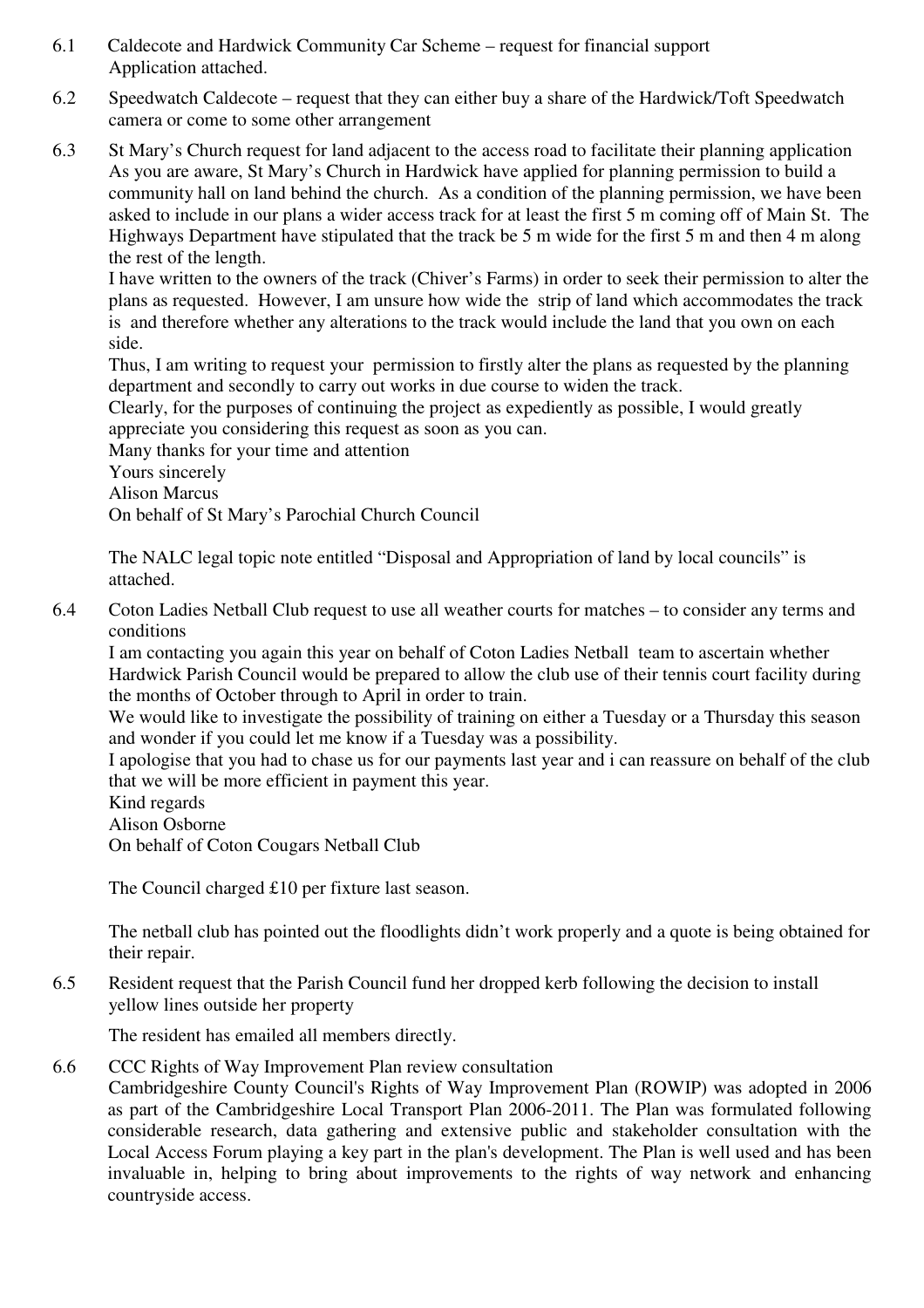6.1 Caldecote and Hardwick Community Car Scheme – request for financial support
Application attached.

6.2 Speedwatch Caldecote – request that they can either buy a share of the Hardwick/Toft Speedwatch camera or come to some other arrangement

6.3 St Mary's Church request for land adjacent to the access road to facilitate their planning application
As you are aware, St Mary's Church in Hardwick have applied for planning permission to build a community hall on land behind the church. As a condition of the planning permission, we have been asked to include in our plans a wider access track for at least the first 5 m coming off of Main St. The Highways Department have stipulated that the track be 5 m wide for the first 5 m and then 4 m along the rest of the length.
I have written to the owners of the track (Chiver's Farms) in order to seek their permission to alter the plans as requested. However, I am unsure how wide the strip of land which accommodates the track is and therefore whether any alterations to the track would include the land that you own on each side.
Thus, I am writing to request your permission to firstly alter the plans as requested by the planning department and secondly to carry out works in due course to widen the track.
Clearly, for the purposes of continuing the project as expediently as possible, I would greatly appreciate you considering this request as soon as you can.
Many thanks for your time and attention
Yours sincerely
Alison Marcus
On behalf of St Mary's Parochial Church Council

The NALC legal topic note entitled "Disposal and Appropriation of land by local councils" is attached.

6.4 Coton Ladies Netball Club request to use all weather courts for matches – to consider any terms and conditions
I am contacting you again this year on behalf of Coton Ladies Netball team to ascertain whether Hardwick Parish Council would be prepared to allow the club use of their tennis court facility during the months of October through to April in order to train.
We would like to investigate the possibility of training on either a Tuesday or a Thursday this season and wonder if you could let me know if a Tuesday was a possibility.
I apologise that you had to chase us for our payments last year and i can reassure on behalf of the club that we will be more efficient in payment this year.
Kind regards
Alison Osborne
On behalf of Coton Cougars Netball Club

The Council charged £10 per fixture last season.

The netball club has pointed out the floodlights didn't work properly and a quote is being obtained for their repair.

6.5 Resident request that the Parish Council fund her dropped kerb following the decision to install yellow lines outside her property

The resident has emailed all members directly.

6.6 CCC Rights of Way Improvement Plan review consultation
Cambridgeshire County Council's Rights of Way Improvement Plan (ROWIP) was adopted in 2006 as part of the Cambridgeshire Local Transport Plan 2006-2011. The Plan was formulated following considerable research, data gathering and extensive public and stakeholder consultation with the Local Access Forum playing a key part in the plan's development. The Plan is well used and has been invaluable in, helping to bring about improvements to the rights of way network and enhancing countryside access.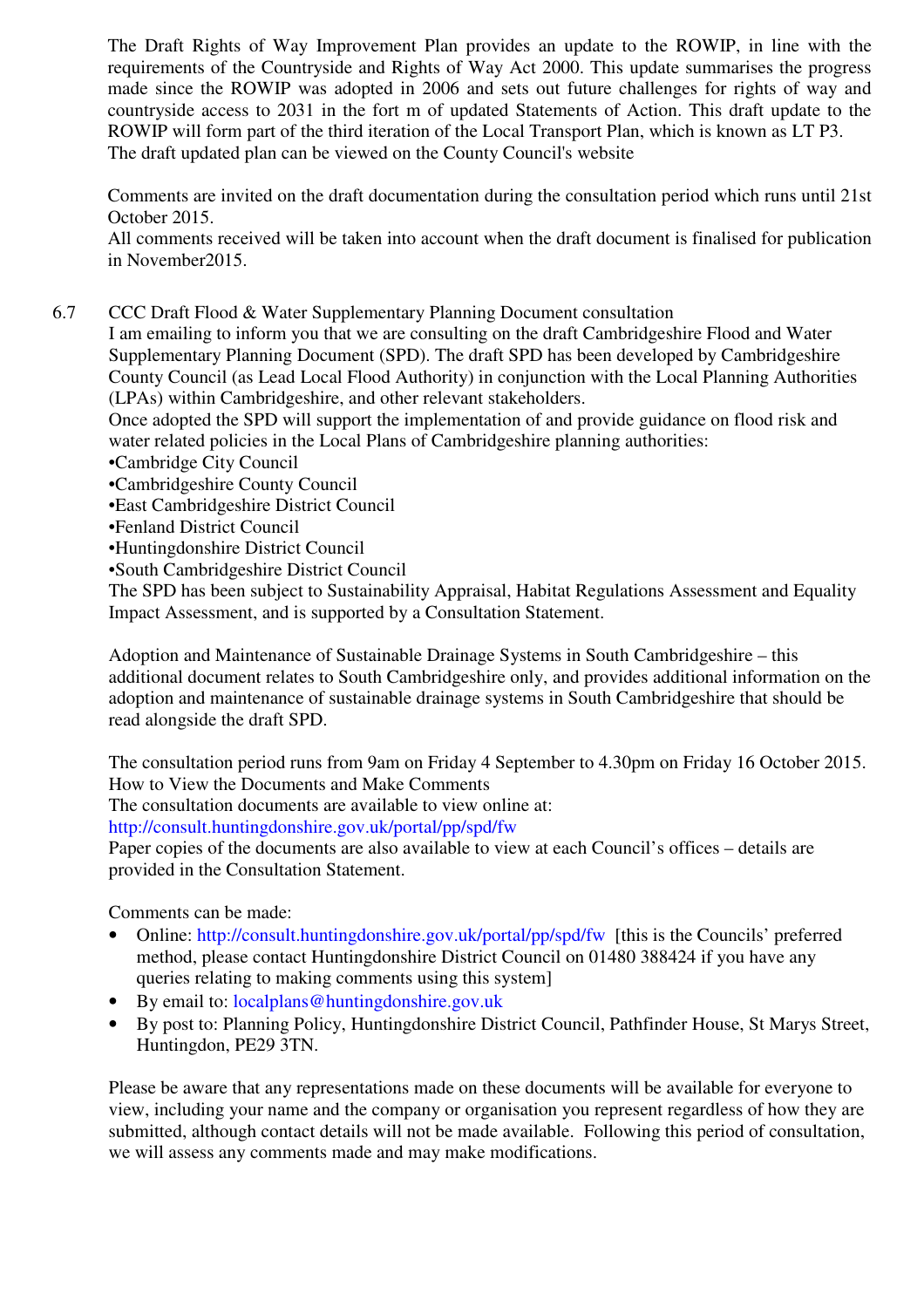The Draft Rights of Way Improvement Plan provides an update to the ROWIP, in line with the requirements of the Countryside and Rights of Way Act 2000. This update summarises the progress made since the ROWIP was adopted in 2006 and sets out future challenges for rights of way and countryside access to 2031 in the fort m of updated Statements of Action. This draft update to the ROWIP will form part of the third iteration of the Local Transport Plan, which is known as LT P3.
The draft updated plan can be viewed on the County Council's website

Comments are invited on the draft documentation during the consultation period which runs until 21st October 2015.
All comments received will be taken into account when the draft document is finalised for publication in November2015.

6.7 CCC Draft Flood & Water Supplementary Planning Document consultation

I am emailing to inform you that we are consulting on the draft Cambridgeshire Flood and Water Supplementary Planning Document (SPD). The draft SPD has been developed by Cambridgeshire County Council (as Lead Local Flood Authority) in conjunction with the Local Planning Authorities (LPAs) within Cambridgeshire, and other relevant stakeholders.
Once adopted the SPD will support the implementation of and provide guidance on flood risk and water related policies in the Local Plans of Cambridgeshire planning authorities:

- Cambridge City Council
- Cambridgeshire County Council
- East Cambridgeshire District Council
- Fenland District Council
- Huntingdonshire District Council
- South Cambridgeshire District Council

The SPD has been subject to Sustainability Appraisal, Habitat Regulations Assessment and Equality Impact Assessment, and is supported by a Consultation Statement.

Adoption and Maintenance of Sustainable Drainage Systems in South Cambridgeshire – this additional document relates to South Cambridgeshire only, and provides additional information on the adoption and maintenance of sustainable drainage systems in South Cambridgeshire that should be read alongside the draft SPD.

The consultation period runs from 9am on Friday 4 September to 4.30pm on Friday 16 October 2015.
How to View the Documents and Make Comments
The consultation documents are available to view online at:
http://consult.huntingdonshire.gov.uk/portal/pp/spd/fw
Paper copies of the documents are also available to view at each Council's offices – details are provided in the Consultation Statement.

Comments can be made:

- Online: http://consult.huntingdonshire.gov.uk/portal/pp/spd/fw [this is the Councils' preferred method, please contact Huntingdonshire District Council on 01480 388424 if you have any queries relating to making comments using this system]
- By email to: localplans@huntingdonshire.gov.uk
- By post to: Planning Policy, Huntingdonshire District Council, Pathfinder House, St Marys Street, Huntingdon, PE29 3TN.

Please be aware that any representations made on these documents will be available for everyone to view, including your name and the company or organisation you represent regardless of how they are submitted, although contact details will not be made available. Following this period of consultation, we will assess any comments made and may make modifications.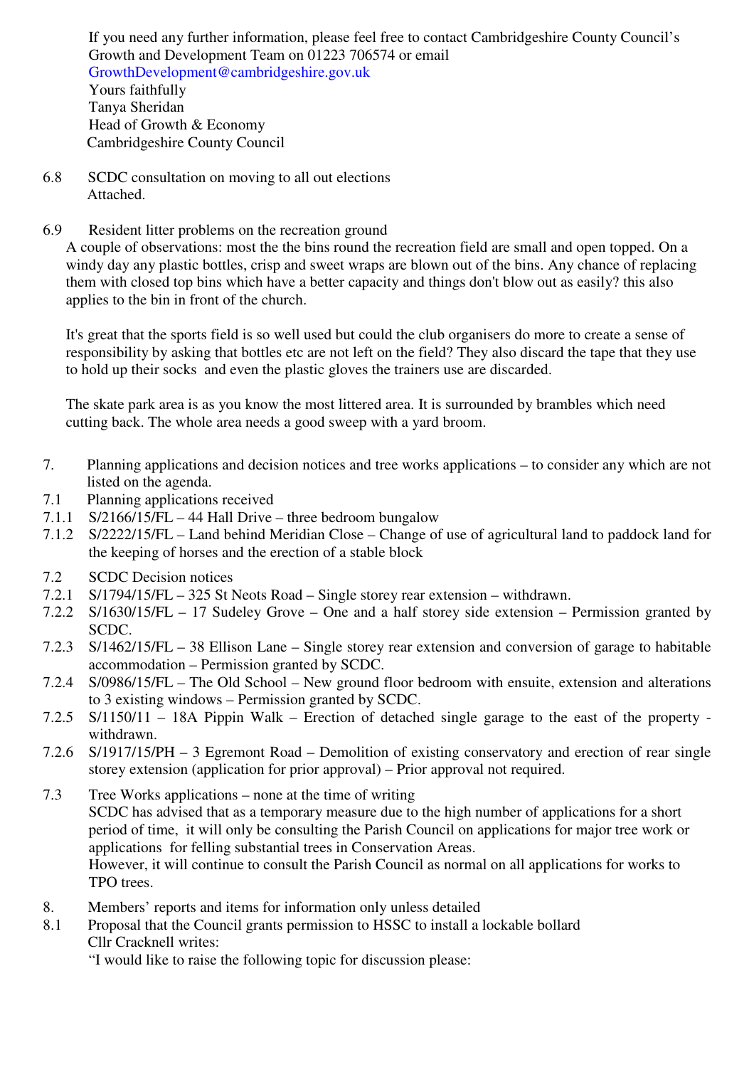If you need any further information, please feel free to contact Cambridgeshire County Council's Growth and Development Team on 01223 706574 or email GrowthDevelopment@cambridgeshire.gov.uk

Yours faithfully

Tanya Sheridan

Head of Growth & Economy

Cambridgeshire County Council

6.8 SCDC consultation on moving to all out elections

Attached.

6.9 Resident litter problems on the recreation ground

A couple of observations: most the the bins round the recreation field are small and open topped. On a windy day any plastic bottles, crisp and sweet wraps are blown out of the bins. Any chance of replacing them with closed top bins which have a better capacity and things don't blow out as easily? this also applies to the bin in front of the church.

It's great that the sports field is so well used but could the club organisers do more to create a sense of responsibility by asking that bottles etc are not left on the field? They also discard the tape that they use to hold up their socks and even the plastic gloves the trainers use are discarded.

The skate park area is as you know the most littered area. It is surrounded by brambles which need cutting back. The whole area needs a good sweep with a yard broom.

7. Planning applications and decision notices and tree works applications – to consider any which are not listed on the agenda.

7.1 Planning applications received

7.1.1 S/2166/15/FL – 44 Hall Drive – three bedroom bungalow

7.1.2 S/2222/15/FL – Land behind Meridian Close – Change of use of agricultural land to paddock land for the keeping of horses and the erection of a stable block

7.2 SCDC Decision notices

7.2.1 S/1794/15/FL – 325 St Neots Road – Single storey rear extension – withdrawn.

7.2.2 S/1630/15/FL – 17 Sudeley Grove – One and a half storey side extension – Permission granted by SCDC.

7.2.3 S/1462/15/FL – 38 Ellison Lane – Single storey rear extension and conversion of garage to habitable accommodation – Permission granted by SCDC.

7.2.4 S/0986/15/FL – The Old School – New ground floor bedroom with ensuite, extension and alterations to 3 existing windows – Permission granted by SCDC.

7.2.5 S/1150/11 – 18A Pippin Walk – Erection of detached single garage to the east of the property - withdrawn.

7.2.6 S/1917/15/PH – 3 Egremont Road – Demolition of existing conservatory and erection of rear single storey extension (application for prior approval) – Prior approval not required.

7.3 Tree Works applications – none at the time of writing

SCDC has advised that as a temporary measure due to the high number of applications for a short period of time, it will only be consulting the Parish Council on applications for major tree work or applications for felling substantial trees in Conservation Areas.

However, it will continue to consult the Parish Council as normal on all applications for works to TPO trees.

8. Members' reports and items for information only unless detailed

8.1 Proposal that the Council grants permission to HSSC to install a lockable bollard

Cllr Cracknell writes:

"I would like to raise the following topic for discussion please: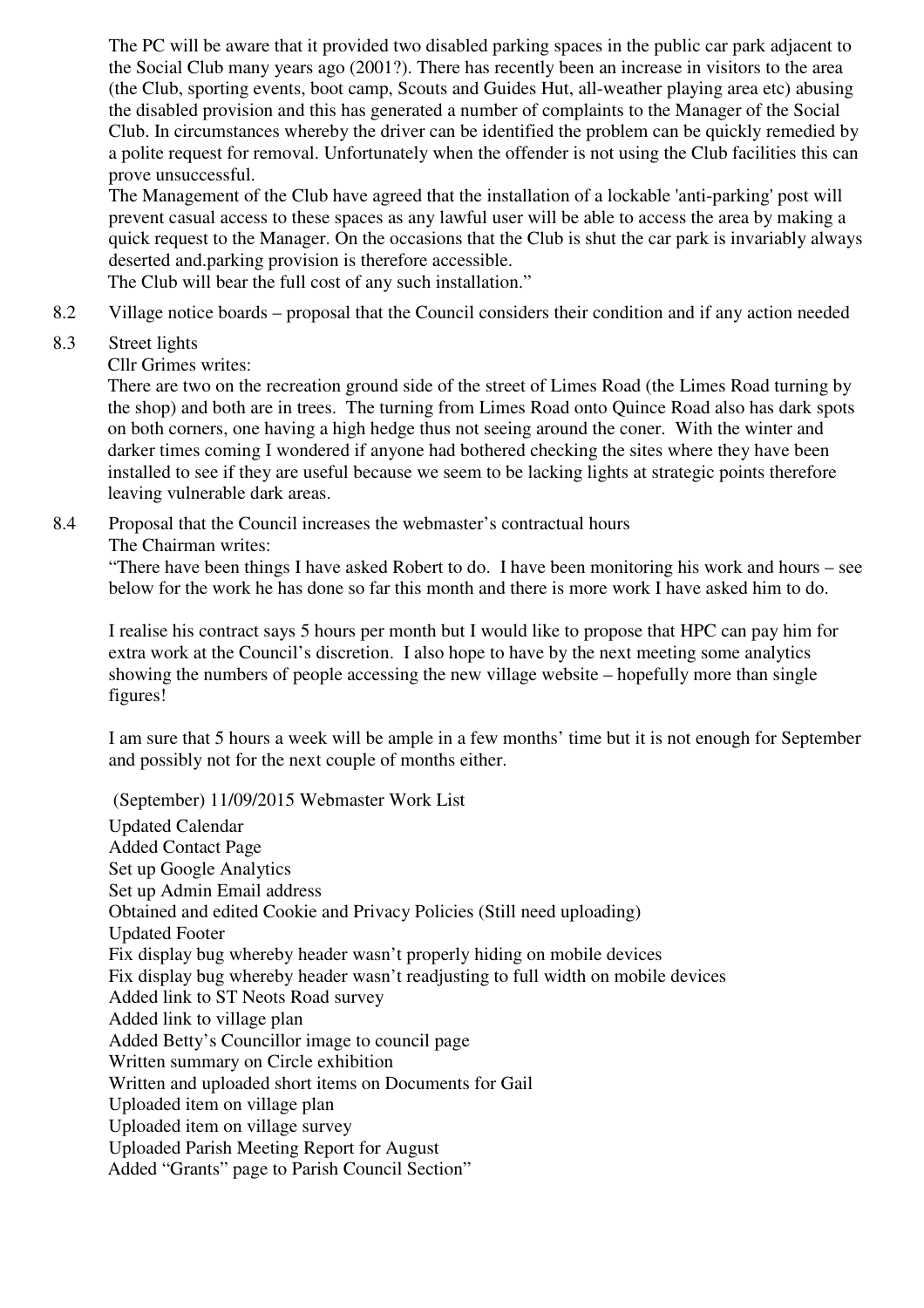The PC will be aware that it provided two disabled parking spaces in the public car park adjacent to the Social Club many years ago (2001?). There has recently been an increase in visitors to the area (the Club, sporting events, boot camp, Scouts and Guides Hut, all-weather playing area etc) abusing the disabled provision and this has generated a number of complaints to the Manager of the Social Club. In circumstances whereby the driver can be identified the problem can be quickly remedied by a polite request for removal. Unfortunately when the offender is not using the Club facilities this can prove unsuccessful.

The Management of the Club have agreed that the installation of a lockable 'anti-parking' post will prevent casual access to these spaces as any lawful user will be able to access the area by making a quick request to the Manager. On the occasions that the Club is shut the car park is invariably always deserted and.parking provision is therefore accessible.

The Club will bear the full cost of any such installation."

8.2 Village notice boards – proposal that the Council considers their condition and if any action needed

8.3 Street lights

Cllr Grimes writes:

There are two on the recreation ground side of the street of Limes Road (the Limes Road turning by the shop) and both are in trees. The turning from Limes Road onto Quince Road also has dark spots on both corners, one having a high hedge thus not seeing around the coner. With the winter and darker times coming I wondered if anyone had bothered checking the sites where they have been installed to see if they are useful because we seem to be lacking lights at strategic points therefore leaving vulnerable dark areas.

8.4 Proposal that the Council increases the webmaster's contractual hours

The Chairman writes:

"There have been things I have asked Robert to do. I have been monitoring his work and hours – see below for the work he has done so far this month and there is more work I have asked him to do.

I realise his contract says 5 hours per month but I would like to propose that HPC can pay him for extra work at the Council's discretion. I also hope to have by the next meeting some analytics showing the numbers of people accessing the new village website – hopefully more than single figures!

I am sure that 5 hours a week will be ample in a few months' time but it is not enough for September and possibly not for the next couple of months either.

(September) 11/09/2015 Webmaster Work List

Updated Calendar
Added Contact Page
Set up Google Analytics
Set up Admin Email address
Obtained and edited Cookie and Privacy Policies (Still need uploading)
Updated Footer
Fix display bug whereby header wasn't properly hiding on mobile devices
Fix display bug whereby header wasn't readjusting to full width on mobile devices
Added link to ST Neots Road survey
Added link to village plan
Added Betty's Councillor image to council page
Written summary on Circle exhibition
Written and uploaded short items on Documents for Gail
Uploaded item on village plan
Uploaded item on village survey
Uploaded Parish Meeting Report for August
Added "Grants" page to Parish Council Section"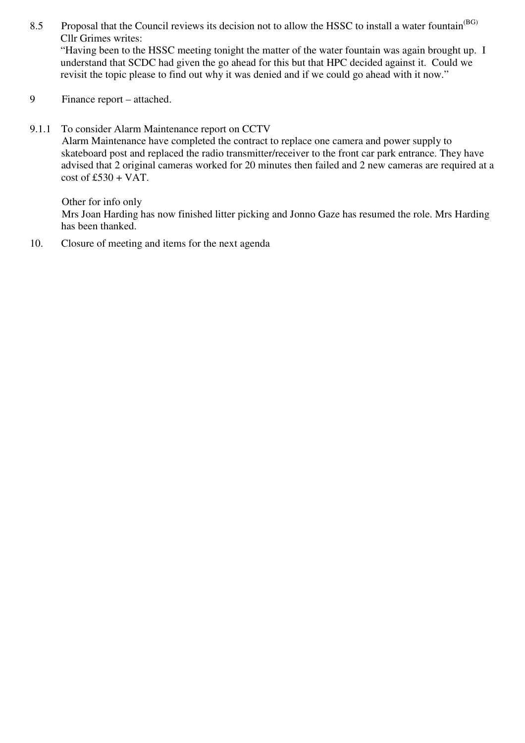8.5 Proposal that the Council reviews its decision not to allow the HSSC to install a water fountain(BG)

Cllr Grimes writes:

"Having been to the HSSC meeting tonight the matter of the water fountain was again brought up. I understand that SCDC had given the go ahead for this but that HPC decided against it. Could we revisit the topic please to find out why it was denied and if we could go ahead with it now."

9 Finance report – attached.

9.1.1 To consider Alarm Maintenance report on CCTV

Alarm Maintenance have completed the contract to replace one camera and power supply to skateboard post and replaced the radio transmitter/receiver to the front car park entrance. They have advised that 2 original cameras worked for 20 minutes then failed and 2 new cameras are required at a cost of £530 + VAT.

Other for info only

Mrs Joan Harding has now finished litter picking and Jonno Gaze has resumed the role. Mrs Harding has been thanked.

10. Closure of meeting and items for the next agenda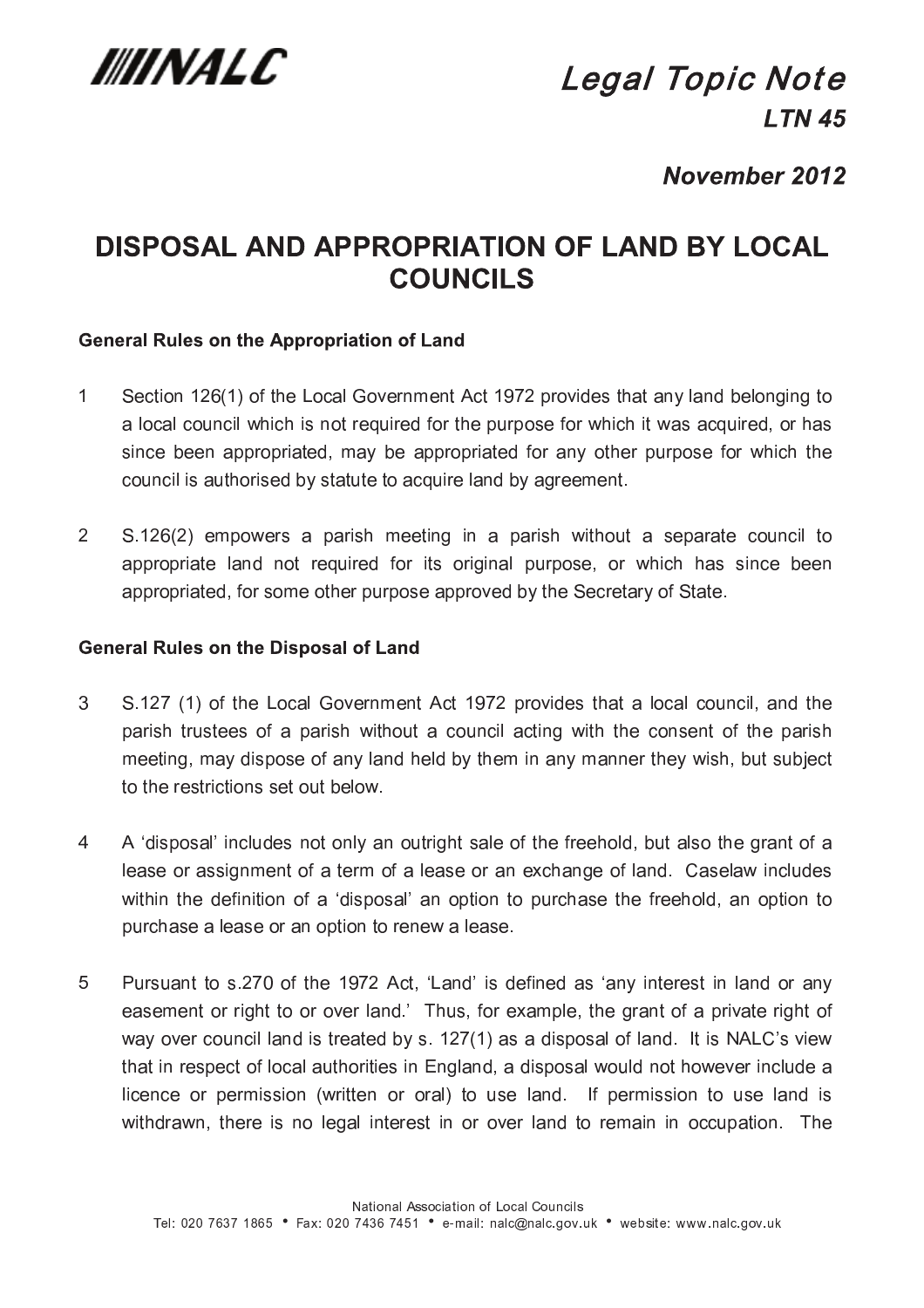NALC

# Legal Topic Note

**LTN 45**

**November 2012**

## DISPOSAL AND APPROPRIATION OF LAND BY LOCAL COUNCILS

### General Rules on the Appropriation of Land

1 Section 126(1) of the Local Government Act 1972 provides that any land belonging to a local council which is not required for the purpose for which it was acquired, or has since been appropriated, may be appropriated for any other purpose for which the council is authorised by statute to acquire land by agreement.

2 S.126(2) empowers a parish meeting in a parish without a separate council to appropriate land not required for its original purpose, or which has since been appropriated, for some other purpose approved by the Secretary of State.

### General Rules on the Disposal of Land

3 S.127 (1) of the Local Government Act 1972 provides that a local council, and the parish trustees of a parish without a council acting with the consent of the parish meeting, may dispose of any land held by them in any manner they wish, but subject to the restrictions set out below.

4 A 'disposal' includes not only an outright sale of the freehold, but also the grant of a lease or assignment of a term of a lease or an exchange of land. Caselaw includes within the definition of a 'disposal' an option to purchase the freehold, an option to purchase a lease or an option to renew a lease.

5 Pursuant to s.270 of the 1972 Act, 'Land' is defined as 'any interest in land or any easement or right to or over land.' Thus, for example, the grant of a private right of way over council land is treated by s. 127(1) as a disposal of land. It is NALC's view that in respect of local authorities in England, a disposal would not however include a licence or permission (written or oral) to use land. If permission to use land is withdrawn, there is no legal interest in or over land to remain in occupation. The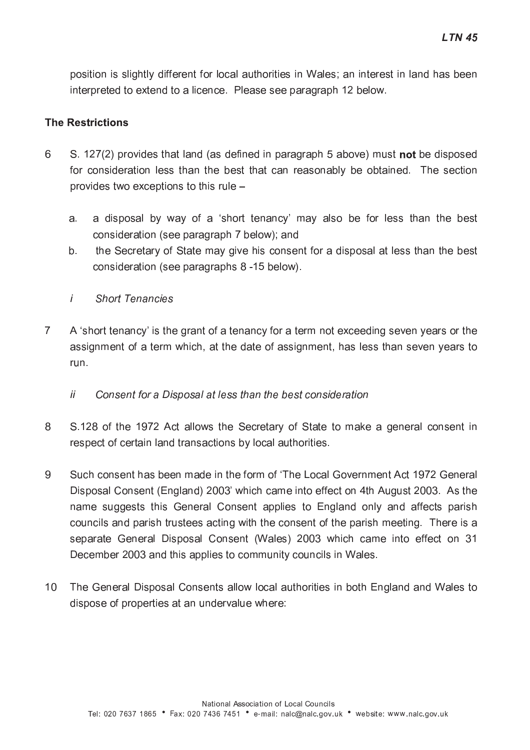position is slightly different for local authorities in Wales; an interest in land has been interpreted to extend to a licence. Please see paragraph 12 below.

**The Restrictions**

6 S. 127(2) provides that land (as defined in paragraph 5 above) must **not** be disposed for consideration less than the best that can reasonably be obtained. The section provides two exceptions to this rule –

a. a disposal by way of a 'short tenancy' may also be for less than the best consideration (see paragraph 7 below); and

b. the Secretary of State may give his consent for a disposal at less than the best consideration (see paragraphs 8 -15 below).

*i Short Tenancies*

7 A 'short tenancy' is the grant of a tenancy for a term not exceeding seven years or the assignment of a term which, at the date of assignment, has less than seven years to run.

*ii Consent for a Disposal at less than the best consideration*

8 S.128 of the 1972 Act allows the Secretary of State to make a general consent in respect of certain land transactions by local authorities.

9 Such consent has been made in the form of 'The Local Government Act 1972 General Disposal Consent (England) 2003' which came into effect on 4th August 2003. As the name suggests this General Consent applies to England only and affects parish councils and parish trustees acting with the consent of the parish meeting. There is a separate General Disposal Consent (Wales) 2003 which came into effect on 31 December 2003 and this applies to community councils in Wales.

10 The General Disposal Consents allow local authorities in both England and Wales to dispose of properties at an undervalue where: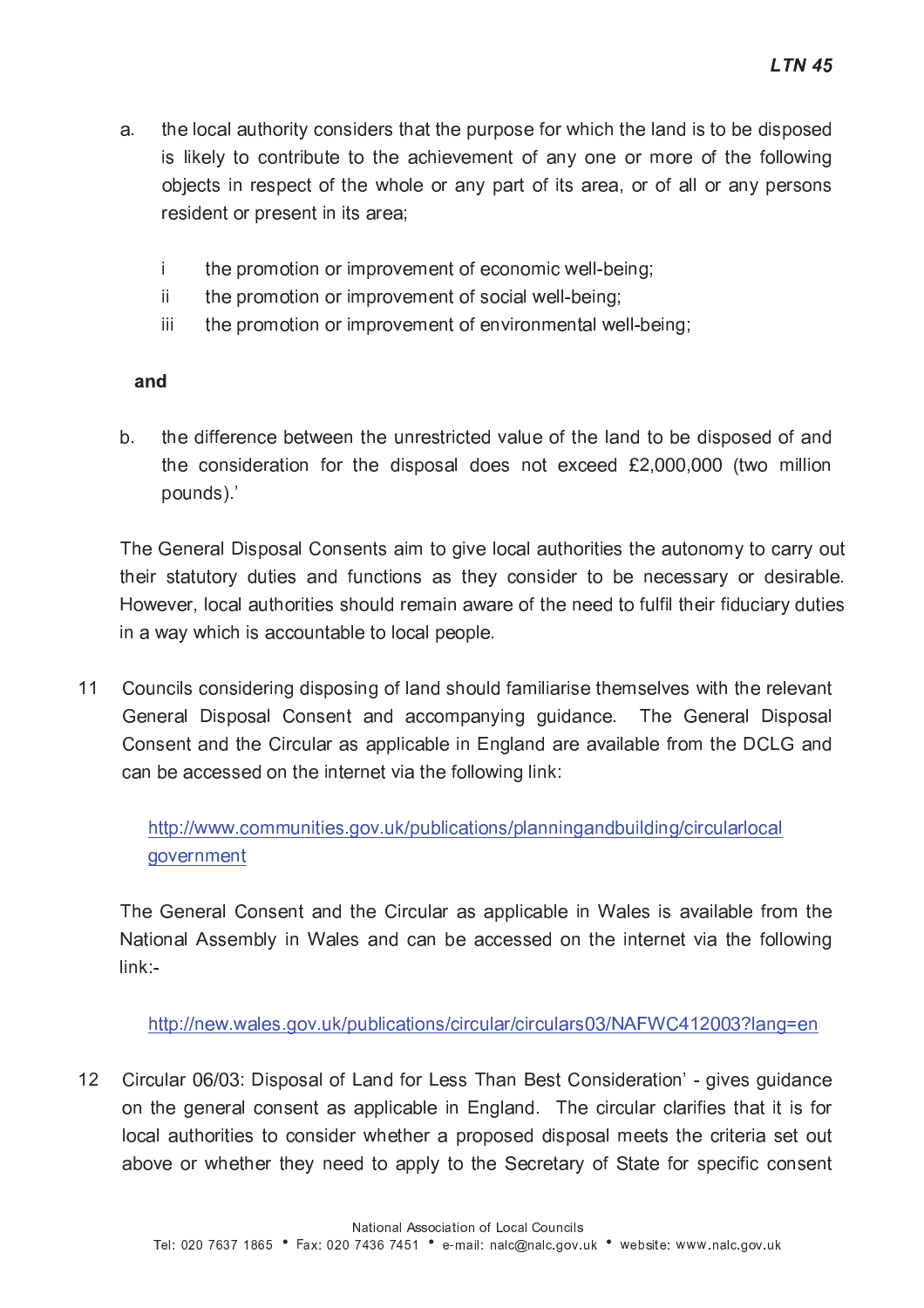a. the local authority considers that the purpose for which the land is to be disposed is likely to contribute to the achievement of any one or more of the following objects in respect of the whole or any part of its area, or of all or any persons resident or present in its area;

   i the promotion or improvement of economic well-being;
   ii the promotion or improvement of social well-being;
   iii the promotion or improvement of environmental well-being;

**and**

b. the difference between the unrestricted value of the land to be disposed of and the consideration for the disposal does not exceed £2,000,000 (two million pounds).'

The General Disposal Consents aim to give local authorities the autonomy to carry out their statutory duties and functions as they consider to be necessary or desirable. However, local authorities should remain aware of the need to fulfil their fiduciary duties in a way which is accountable to local people.

11 Councils considering disposing of land should familiarise themselves with the relevant General Disposal Consent and accompanying guidance. The General Disposal Consent and the Circular as applicable in England are available from the DCLG and can be accessed on the internet via the following link:

[http://www.communities.gov.uk/publications/planningandbuilding/circularlocalgovernment](http://www.communities.gov.uk/publications/planningandbuilding/circularlocalgovernment)

The General Consent and the Circular as applicable in Wales is available from the National Assembly in Wales and can be accessed on the internet via the following link:-

[http://new.wales.gov.uk/publications/circular/circulars03/NAFWC412003?lang=en](http://new.wales.gov.uk/publications/circular/circulars03/NAFWC412003?lang=en)

12 Circular 06/03: Disposal of Land for Less Than Best Consideration' - gives guidance on the general consent as applicable in England. The circular clarifies that it is for local authorities to consider whether a proposed disposal meets the criteria set out above or whether they need to apply to the Secretary of State for specific consent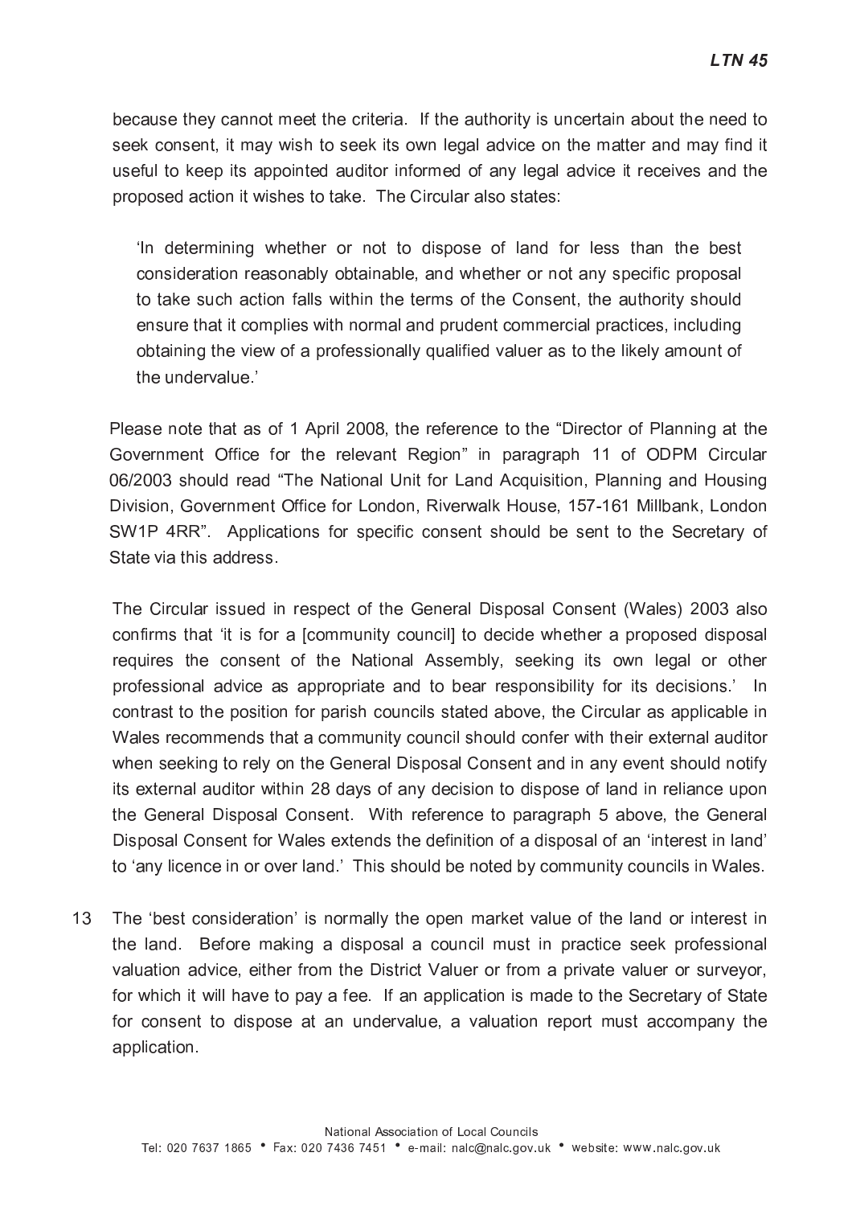because they cannot meet the criteria. If the authority is uncertain about the need to seek consent, it may wish to seek its own legal advice on the matter and may find it useful to keep its appointed auditor informed of any legal advice it receives and the proposed action it wishes to take. The Circular also states:

> 'In determining whether or not to dispose of land for less than the best consideration reasonably obtainable, and whether or not any specific proposal to take such action falls within the terms of the Consent, the authority should ensure that it complies with normal and prudent commercial practices, including obtaining the view of a professionally qualified valuer as to the likely amount of the undervalue.'

Please note that as of 1 April 2008, the reference to the "Director of Planning at the Government Office for the relevant Region" in paragraph 11 of ODPM Circular 06/2003 should read "The National Unit for Land Acquisition, Planning and Housing Division, Government Office for London, Riverwalk House, 157-161 Millbank, London SW1P 4RR". Applications for specific consent should be sent to the Secretary of State via this address.

The Circular issued in respect of the General Disposal Consent (Wales) 2003 also confirms that 'it is for a [community council] to decide whether a proposed disposal requires the consent of the National Assembly, seeking its own legal or other professional advice as appropriate and to bear responsibility for its decisions.' In contrast to the position for parish councils stated above, the Circular as applicable in Wales recommends that a community council should confer with their external auditor when seeking to rely on the General Disposal Consent and in any event should notify its external auditor within 28 days of any decision to dispose of land in reliance upon the General Disposal Consent. With reference to paragraph 5 above, the General Disposal Consent for Wales extends the definition of a disposal of an 'interest in land' to 'any licence in or over land.' This should be noted by community councils in Wales.

13 The 'best consideration' is normally the open market value of the land or interest in the land. Before making a disposal a council must in practice seek professional valuation advice, either from the District Valuer or from a private valuer or surveyor, for which it will have to pay a fee. If an application is made to the Secretary of State for consent to dispose at an undervalue, a valuation report must accompany the application.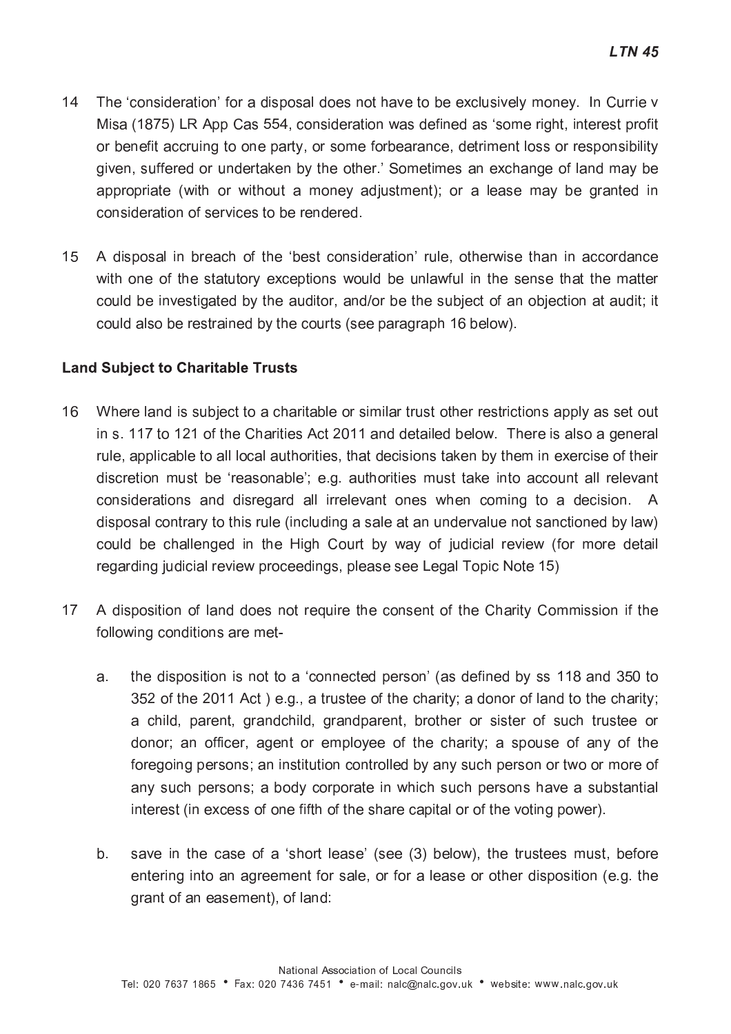14 The 'consideration' for a disposal does not have to be exclusively money. In Currie v Misa (1875) LR App Cas 554, consideration was defined as 'some right, interest profit or benefit accruing to one party, or some forbearance, detriment loss or responsibility given, suffered or undertaken by the other.' Sometimes an exchange of land may be appropriate (with or without a money adjustment); or a lease may be granted in consideration of services to be rendered.

15 A disposal in breach of the 'best consideration' rule, otherwise than in accordance with one of the statutory exceptions would be unlawful in the sense that the matter could be investigated by the auditor, and/or be the subject of an objection at audit; it could also be restrained by the courts (see paragraph 16 below).

**Land Subject to Charitable Trusts**

16 Where land is subject to a charitable or similar trust other restrictions apply as set out in s. 117 to 121 of the Charities Act 2011 and detailed below. There is also a general rule, applicable to all local authorities, that decisions taken by them in exercise of their discretion must be 'reasonable'; e.g. authorities must take into account all relevant considerations and disregard all irrelevant ones when coming to a decision. A disposal contrary to this rule (including a sale at an undervalue not sanctioned by law) could be challenged in the High Court by way of judicial review (for more detail regarding judicial review proceedings, please see Legal Topic Note 15)

17 A disposition of land does not require the consent of the Charity Commission if the following conditions are met-

   a. the disposition is not to a 'connected person' (as defined by ss 118 and 350 to 352 of the 2011 Act ) e.g., a trustee of the charity; a donor of land to the charity; a child, parent, grandchild, grandparent, brother or sister of such trustee or donor; an officer, agent or employee of the charity; a spouse of any of the foregoing persons; an institution controlled by any such person or two or more of any such persons; a body corporate in which such persons have a substantial interest (in excess of one fifth of the share capital or of the voting power).

   b. save in the case of a 'short lease' (see (3) below), the trustees must, before entering into an agreement for sale, or for a lease or other disposition (e.g. the grant of an easement), of land: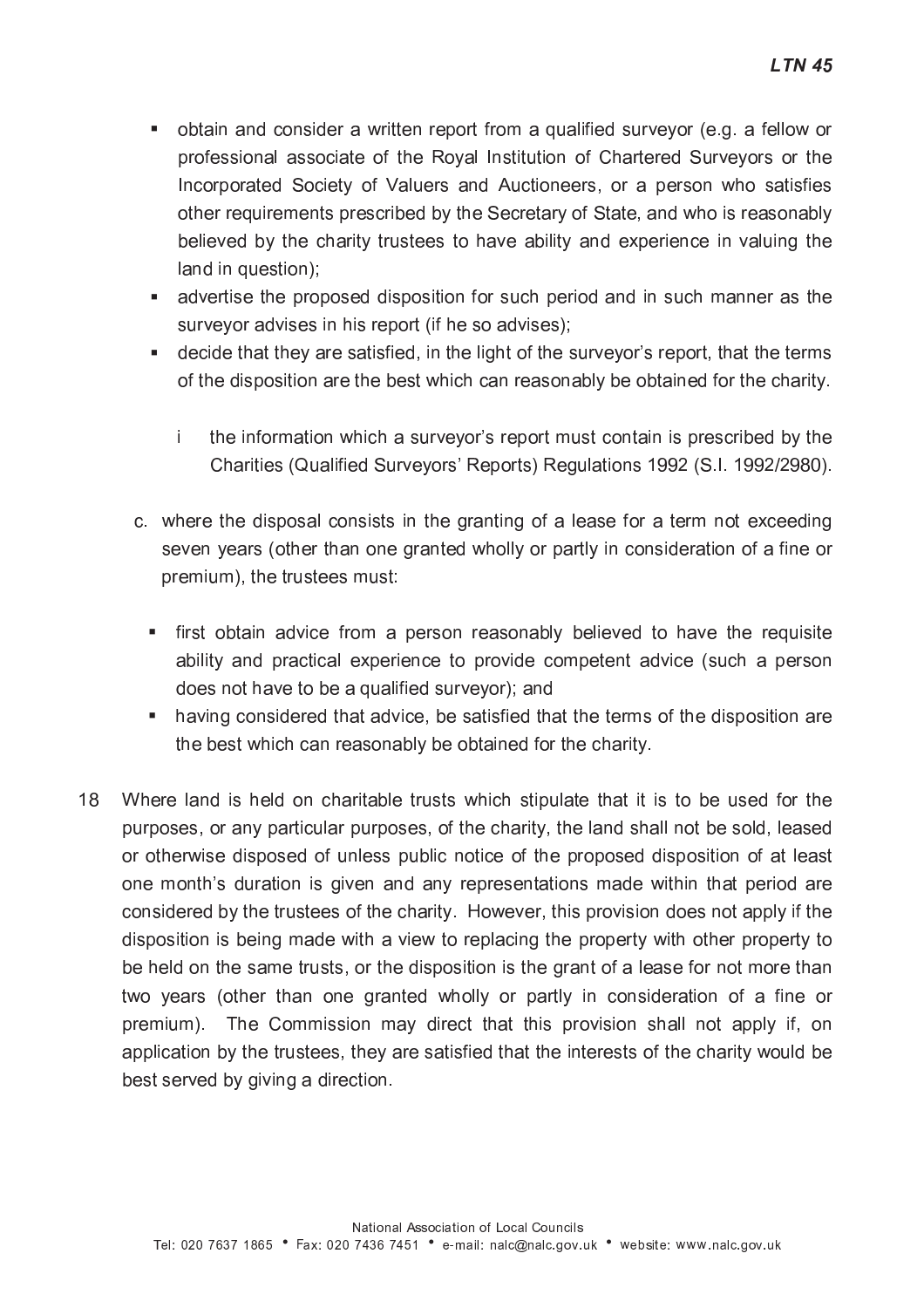- obtain and consider a written report from a qualified surveyor (e.g. a fellow or professional associate of the Royal Institution of Chartered Surveyors or the Incorporated Society of Valuers and Auctioneers, or a person who satisfies other requirements prescribed by the Secretary of State, and who is reasonably believed by the charity trustees to have ability and experience in valuing the land in question);
- advertise the proposed disposition for such period and in such manner as the surveyor advises in his report (if he so advises);
- decide that they are satisfied, in the light of the surveyor's report, that the terms of the disposition are the best which can reasonably be obtained for the charity.

  i the information which a surveyor's report must contain is prescribed by the Charities (Qualified Surveyors' Reports) Regulations 1992 (S.I. 1992/2980).

c. where the disposal consists in the granting of a lease for a term not exceeding seven years (other than one granted wholly or partly in consideration of a fine or premium), the trustees must:

- first obtain advice from a person reasonably believed to have the requisite ability and practical experience to provide competent advice (such a person does not have to be a qualified surveyor); and
- having considered that advice, be satisfied that the terms of the disposition are the best which can reasonably be obtained for the charity.

18 Where land is held on charitable trusts which stipulate that it is to be used for the purposes, or any particular purposes, of the charity, the land shall not be sold, leased or otherwise disposed of unless public notice of the proposed disposition of at least one month's duration is given and any representations made within that period are considered by the trustees of the charity. However, this provision does not apply if the disposition is being made with a view to replacing the property with other property to be held on the same trusts, or the disposition is the grant of a lease for not more than two years (other than one granted wholly or partly in consideration of a fine or premium). The Commission may direct that this provision shall not apply if, on application by the trustees, they are satisfied that the interests of the charity would be best served by giving a direction.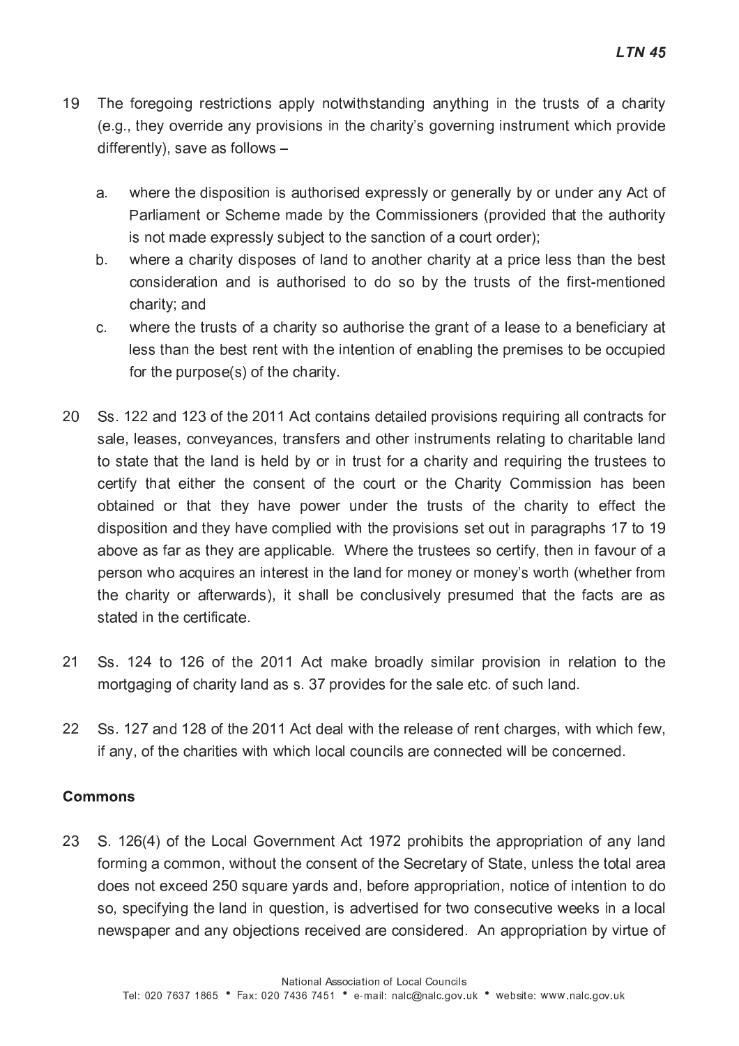19 The foregoing restrictions apply notwithstanding anything in the trusts of a charity (e.g., they override any provisions in the charity's governing instrument which provide differently), save as follows –

   a. where the disposition is authorised expressly or generally by or under any Act of Parliament or Scheme made by the Commissioners (provided that the authority is not made expressly subject to the sanction of a court order);
   b. where a charity disposes of land to another charity at a price less than the best consideration and is authorised to do so by the trusts of the first-mentioned charity; and
   c. where the trusts of a charity so authorise the grant of a lease to a beneficiary at less than the best rent with the intention of enabling the premises to be occupied for the purpose(s) of the charity.

20 Ss. 122 and 123 of the 2011 Act contains detailed provisions requiring all contracts for sale, leases, conveyances, transfers and other instruments relating to charitable land to state that the land is held by or in trust for a charity and requiring the trustees to certify that either the consent of the court or the Charity Commission has been obtained or that they have power under the trusts of the charity to effect the disposition and they have complied with the provisions set out in paragraphs 17 to 19 above as far as they are applicable. Where the trustees so certify, then in favour of a person who acquires an interest in the land for money or money's worth (whether from the charity or afterwards), it shall be conclusively presumed that the facts are as stated in the certificate.

21 Ss. 124 to 126 of the 2011 Act make broadly similar provision in relation to the mortgaging of charity land as s. 37 provides for the sale etc. of such land.

22 Ss. 127 and 128 of the 2011 Act deal with the release of rent charges, with which few, if any, of the charities with which local councils are connected will be concerned.

**Commons**

23 S. 126(4) of the Local Government Act 1972 prohibits the appropriation of any land forming a common, without the consent of the Secretary of State, unless the total area does not exceed 250 square yards and, before appropriation, notice of intention to do so, specifying the land in question, is advertised for two consecutive weeks in a local newspaper and any objections received are considered. An appropriation by virtue of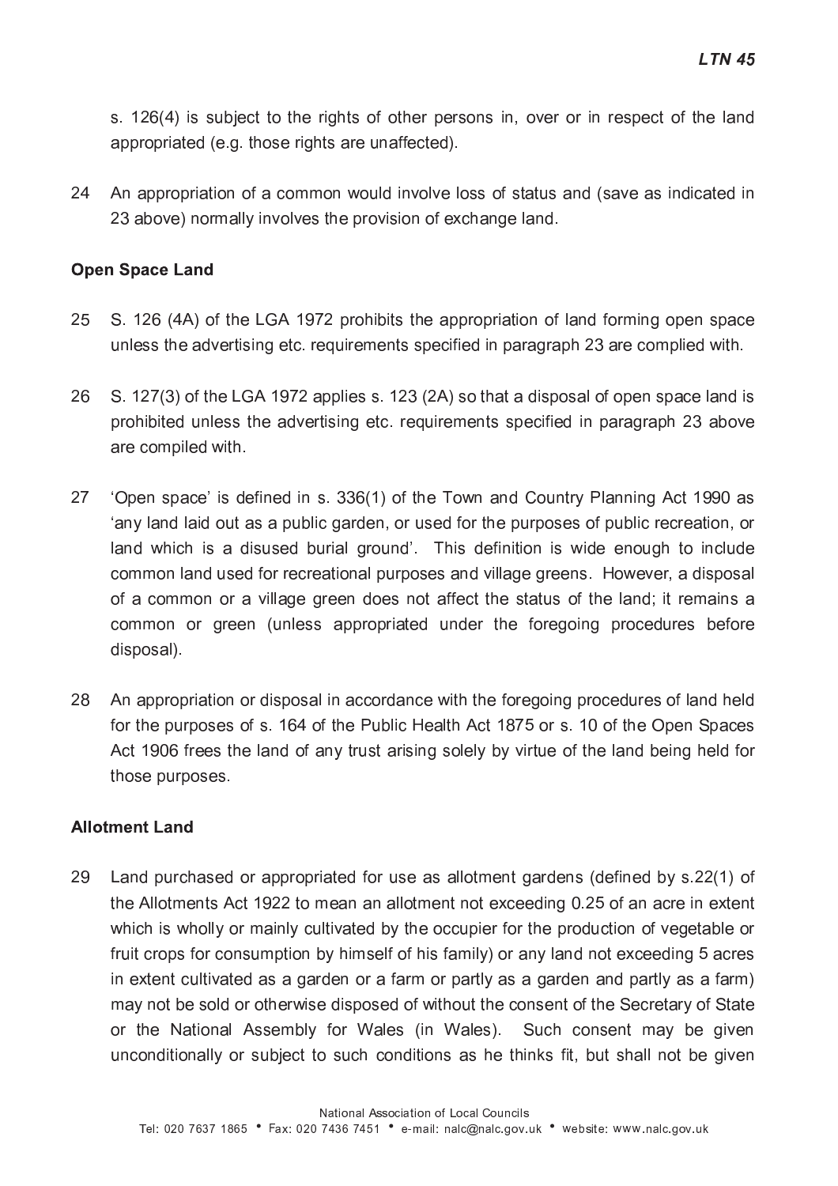s. 126(4) is subject to the rights of other persons in, over or in respect of the land appropriated (e.g. those rights are unaffected).

24 An appropriation of a common would involve loss of status and (save as indicated in 23 above) normally involves the provision of exchange land.

**Open Space Land**

25 S. 126 (4A) of the LGA 1972 prohibits the appropriation of land forming open space unless the advertising etc. requirements specified in paragraph 23 are complied with.

26 S. 127(3) of the LGA 1972 applies s. 123 (2A) so that a disposal of open space land is prohibited unless the advertising etc. requirements specified in paragraph 23 above are compiled with.

27 'Open space' is defined in s. 336(1) of the Town and Country Planning Act 1990 as 'any land laid out as a public garden, or used for the purposes of public recreation, or land which is a disused burial ground'. This definition is wide enough to include common land used for recreational purposes and village greens. However, a disposal of a common or a village green does not affect the status of the land; it remains a common or green (unless appropriated under the foregoing procedures before disposal).

28 An appropriation or disposal in accordance with the foregoing procedures of land held for the purposes of s. 164 of the Public Health Act 1875 or s. 10 of the Open Spaces Act 1906 frees the land of any trust arising solely by virtue of the land being held for those purposes.

**Allotment Land**

29 Land purchased or appropriated for use as allotment gardens (defined by s.22(1) of the Allotments Act 1922 to mean an allotment not exceeding 0.25 of an acre in extent which is wholly or mainly cultivated by the occupier for the production of vegetable or fruit crops for consumption by himself of his family) or any land not exceeding 5 acres in extent cultivated as a garden or a farm or partly as a garden and partly as a farm) may not be sold or otherwise disposed of without the consent of the Secretary of State or the National Assembly for Wales (in Wales). Such consent may be given unconditionally or subject to such conditions as he thinks fit, but shall not be given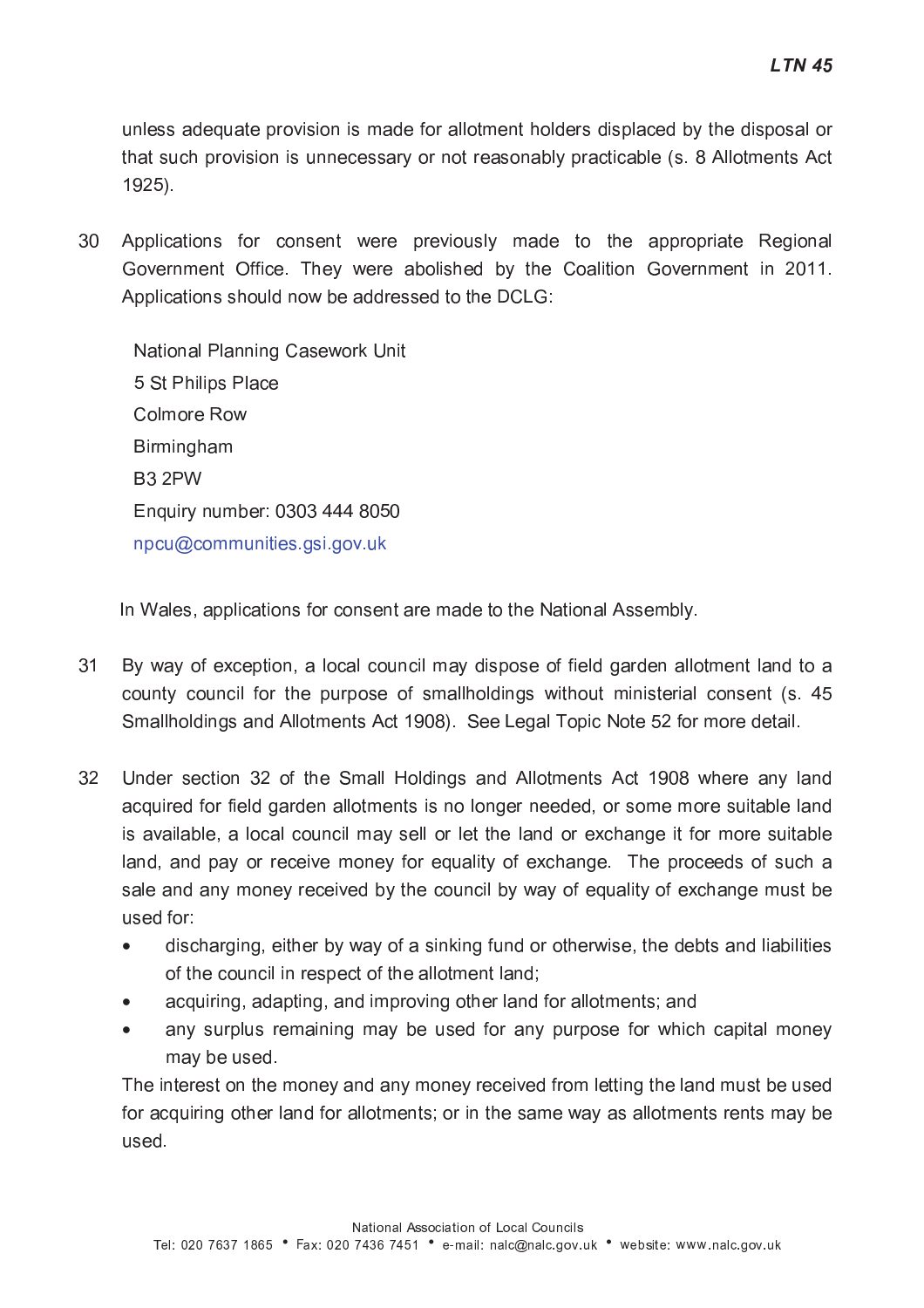unless adequate provision is made for allotment holders displaced by the disposal or that such provision is unnecessary or not reasonably practicable (s. 8 Allotments Act 1925).

30 Applications for consent were previously made to the appropriate Regional Government Office. They were abolished by the Coalition Government in 2011. Applications should now be addressed to the DCLG:

National Planning Casework Unit
5 St Philips Place
Colmore Row
Birmingham
B3 2PW
Enquiry number: 0303 444 8050
npcu@communities.gsi.gov.uk

In Wales, applications for consent are made to the National Assembly.

31 By way of exception, a local council may dispose of field garden allotment land to a county council for the purpose of smallholdings without ministerial consent (s. 45 Smallholdings and Allotments Act 1908). See Legal Topic Note 52 for more detail.

32 Under section 32 of the Small Holdings and Allotments Act 1908 where any land acquired for field garden allotments is no longer needed, or some more suitable land is available, a local council may sell or let the land or exchange it for more suitable land, and pay or receive money for equality of exchange. The proceeds of such a sale and any money received by the council by way of equality of exchange must be used for:

- discharging, either by way of a sinking fund or otherwise, the debts and liabilities of the council in respect of the allotment land;
- acquiring, adapting, and improving other land for allotments; and
- any surplus remaining may be used for any purpose for which capital money may be used.

The interest on the money and any money received from letting the land must be used for acquiring other land for allotments; or in the same way as allotments rents may be used.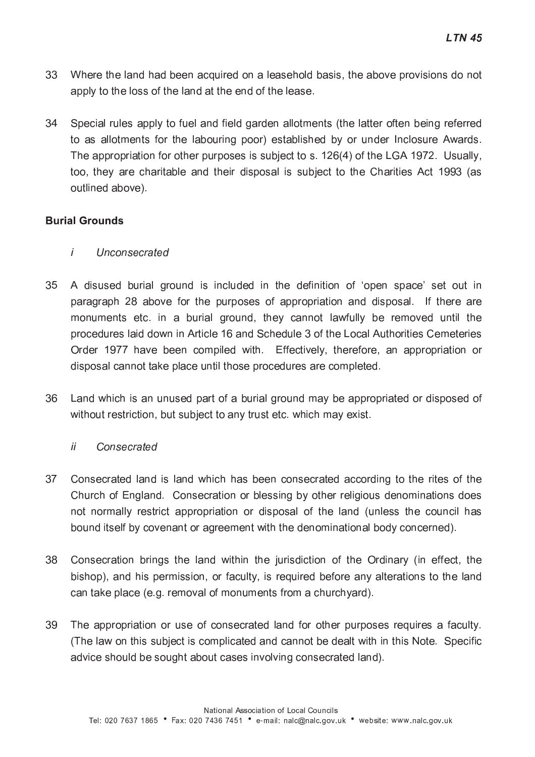33 Where the land had been acquired on a leasehold basis, the above provisions do not apply to the loss of the land at the end of the lease.

34 Special rules apply to fuel and field garden allotments (the latter often being referred to as allotments for the labouring poor) established by or under Inclosure Awards. The appropriation for other purposes is subject to s. 126(4) of the LGA 1972. Usually, too, they are charitable and their disposal is subject to the Charities Act 1993 (as outlined above).

**Burial Grounds**

*i Unconsecrated*

35 A disused burial ground is included in the definition of 'open space' set out in paragraph 28 above for the purposes of appropriation and disposal. If there are monuments etc. in a burial ground, they cannot lawfully be removed until the procedures laid down in Article 16 and Schedule 3 of the Local Authorities Cemeteries Order 1977 have been compiled with. Effectively, therefore, an appropriation or disposal cannot take place until those procedures are completed.

36 Land which is an unused part of a burial ground may be appropriated or disposed of without restriction, but subject to any trust etc. which may exist.

*ii Consecrated*

37 Consecrated land is land which has been consecrated according to the rites of the Church of England. Consecration or blessing by other religious denominations does not normally restrict appropriation or disposal of the land (unless the council has bound itself by covenant or agreement with the denominational body concerned).

38 Consecration brings the land within the jurisdiction of the Ordinary (in effect, the bishop), and his permission, or faculty, is required before any alterations to the land can take place (e.g. removal of monuments from a churchyard).

39 The appropriation or use of consecrated land for other purposes requires a faculty. (The law on this subject is complicated and cannot be dealt with in this Note. Specific advice should be sought about cases involving consecrated land).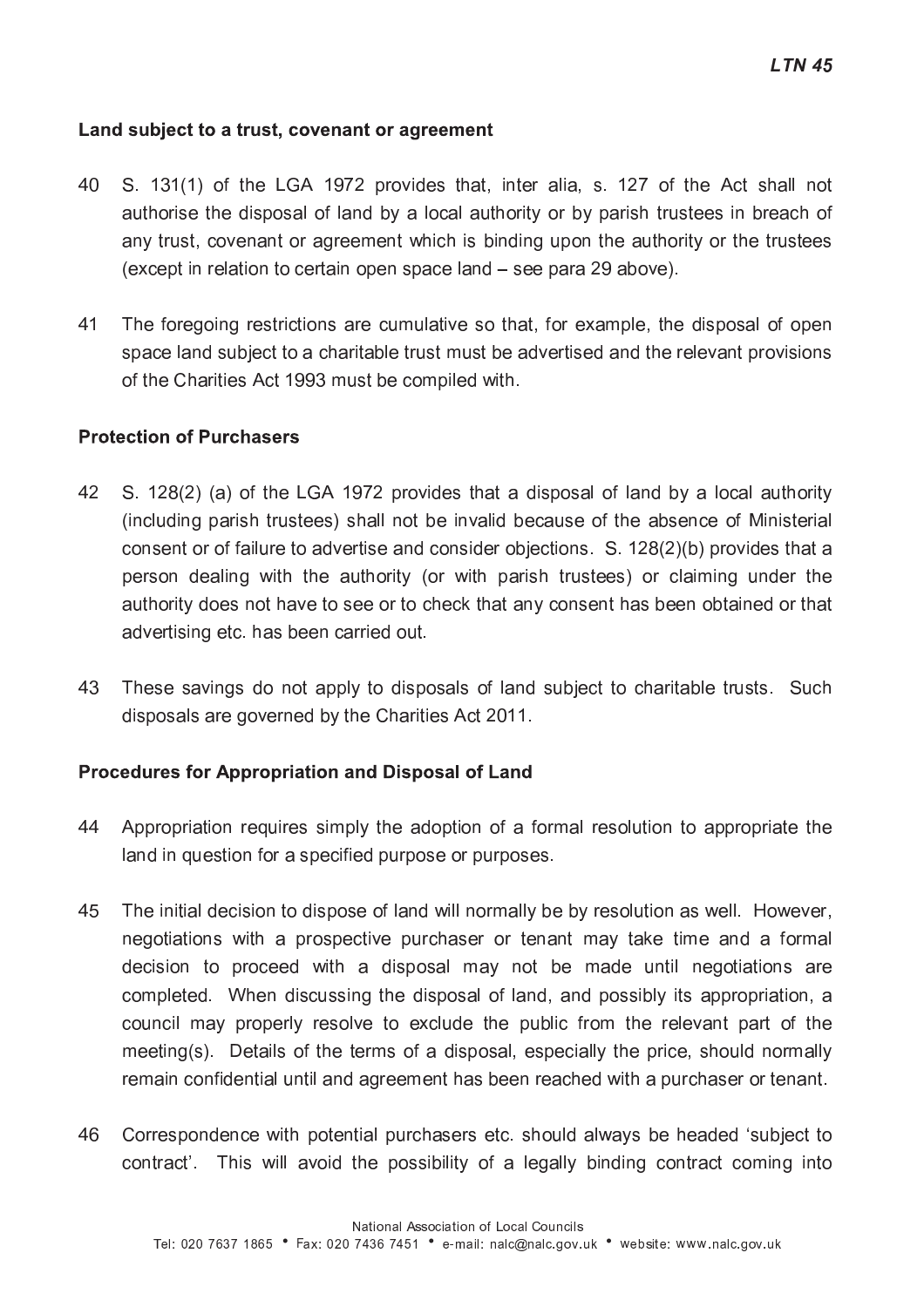### Land subject to a trust, covenant or agreement

40 S. 131(1) of the LGA 1972 provides that, inter alia, s. 127 of the Act shall not authorise the disposal of land by a local authority or by parish trustees in breach of any trust, covenant or agreement which is binding upon the authority or the trustees (except in relation to certain open space land – see para 29 above).

41 The foregoing restrictions are cumulative so that, for example, the disposal of open space land subject to a charitable trust must be advertised and the relevant provisions of the Charities Act 1993 must be compiled with.

### Protection of Purchasers

42 S. 128(2) (a) of the LGA 1972 provides that a disposal of land by a local authority (including parish trustees) shall not be invalid because of the absence of Ministerial consent or of failure to advertise and consider objections. S. 128(2)(b) provides that a person dealing with the authority (or with parish trustees) or claiming under the authority does not have to see or to check that any consent has been obtained or that advertising etc. has been carried out.

43 These savings do not apply to disposals of land subject to charitable trusts. Such disposals are governed by the Charities Act 2011.

### Procedures for Appropriation and Disposal of Land

44 Appropriation requires simply the adoption of a formal resolution to appropriate the land in question for a specified purpose or purposes.

45 The initial decision to dispose of land will normally be by resolution as well. However, negotiations with a prospective purchaser or tenant may take time and a formal decision to proceed with a disposal may not be made until negotiations are completed. When discussing the disposal of land, and possibly its appropriation, a council may properly resolve to exclude the public from the relevant part of the meeting(s). Details of the terms of a disposal, especially the price, should normally remain confidential until and agreement has been reached with a purchaser or tenant.

46 Correspondence with potential purchasers etc. should always be headed 'subject to contract'. This will avoid the possibility of a legally binding contract coming into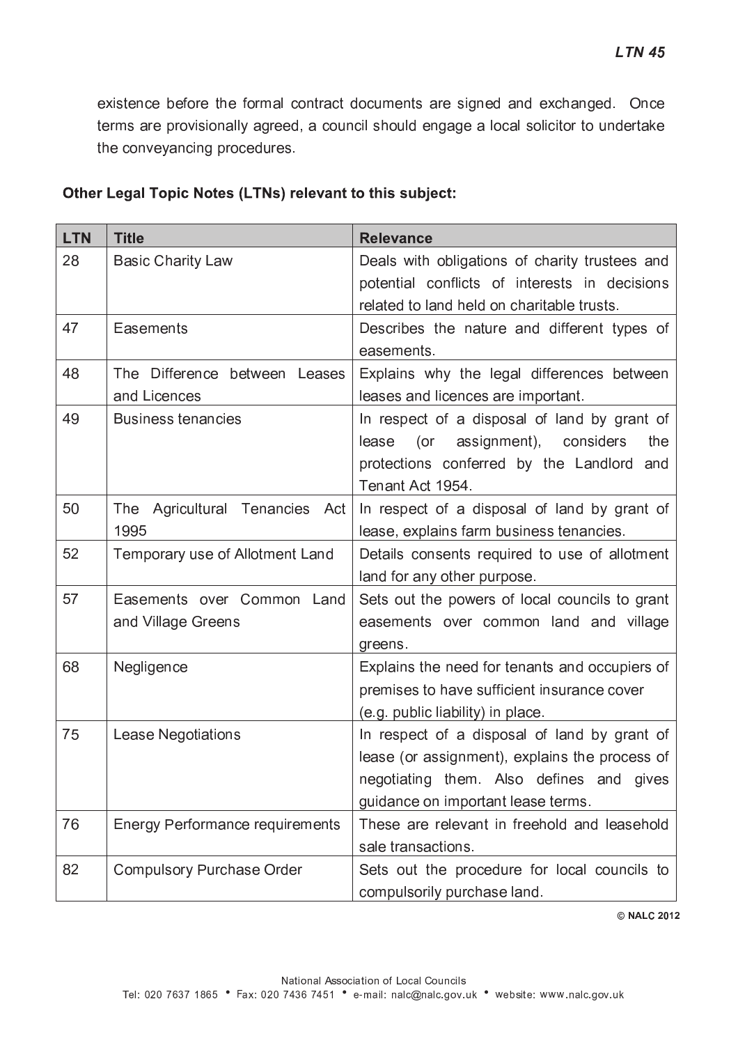existence before the formal contract documents are signed and exchanged. Once terms are provisionally agreed, a council should engage a local solicitor to undertake the conveyancing procedures.

**Other Legal Topic Notes (LTNs) relevant to this subject:**

| LTN | Title | Relevance |
|---|---|---|
| 28 | Basic Charity Law | Deals with obligations of charity trustees and potential conflicts of interests in decisions related to land held on charitable trusts. |
| 47 | Easements | Describes the nature and different types of easements. |
| 48 | The Difference between Leases and Licences | Explains why the legal differences between leases and licences are important. |
| 49 | Business tenancies | In respect of a disposal of land by grant of lease (or assignment), considers the protections conferred by the Landlord and Tenant Act 1954. |
| 50 | The Agricultural Tenancies Act 1995 | In respect of a disposal of land by grant of lease, explains farm business tenancies. |
| 52 | Temporary use of Allotment Land | Details consents required to use of allotment land for any other purpose. |
| 57 | Easements over Common Land and Village Greens | Sets out the powers of local councils to grant easements over common land and village greens. |
| 68 | Negligence | Explains the need for tenants and occupiers of premises to have sufficient insurance cover (e.g. public liability) in place. |
| 75 | Lease Negotiations | In respect of a disposal of land by grant of lease (or assignment), explains the process of negotiating them. Also defines and gives guidance on important lease terms. |
| 76 | Energy Performance requirements | These are relevant in freehold and leasehold sale transactions. |
| 82 | Compulsory Purchase Order | Sets out the procedure for local councils to compulsorily purchase land. |

© NALC 2012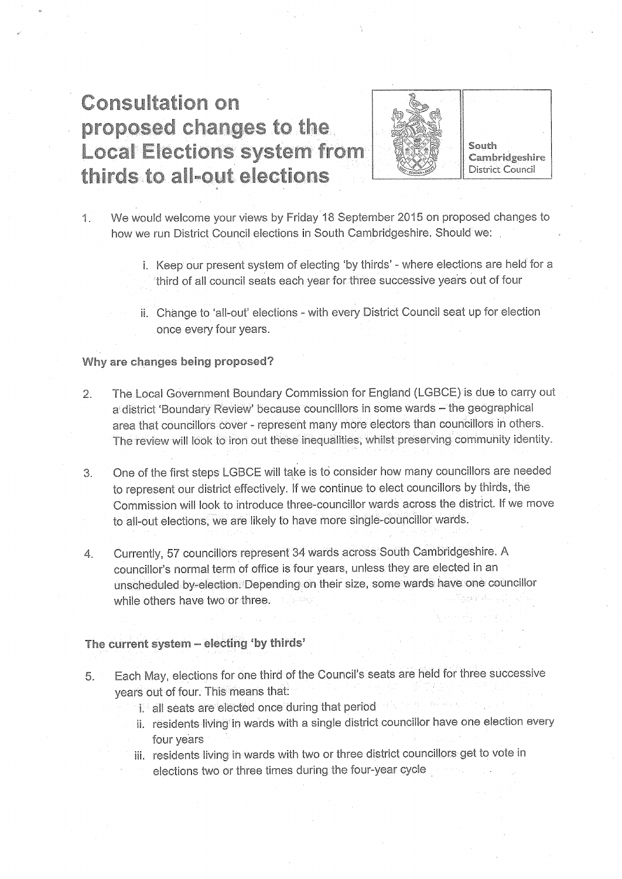# Consultation on proposed changes to the Local Elections system from thirds to all-out elections

South Cambridgeshire District Council

1. We would welcome your views by Friday 18 September 2015 on proposed changes to how we run District Council elections in South Cambridgeshire. Should we:

   i. Keep our present system of electing 'by thirds' - where elections are held for a third of all council seats each year for three successive years out of four

   ii. Change to 'all-out' elections - with every District Council seat up for election once every four years.

### Why are changes being proposed?

2. The Local Government Boundary Commission for England (LGBCE) is due to carry out a district 'Boundary Review' because councillors in some wards – the geographical area that councillors cover - represent many more electors than councillors in others. The review will look to iron out these inequalities, whilst preserving community identity.

3. One of the first steps LGBCE will take is to consider how many councillors are needed to represent our district effectively. If we continue to elect councillors by thirds, the Commission will look to introduce three-councillor wards across the district. If we move to all-out elections, we are likely to have more single-councillor wards.

4. Currently, 57 councillors represent 34 wards across South Cambridgeshire. A councillor's normal term of office is four years, unless they are elected in an unscheduled by-election. Depending on their size, some wards have one councillor while others have two or three.

### The current system – electing 'by thirds'

5. Each May, elections for one third of the Council's seats are held for three successive years out of four. This means that:

   i. all seats are elected once during that period

   ii. residents living in wards with a single district councillor have one election every four years

   iii. residents living in wards with two or three district councillors get to vote in elections two or three times during the four-year cycle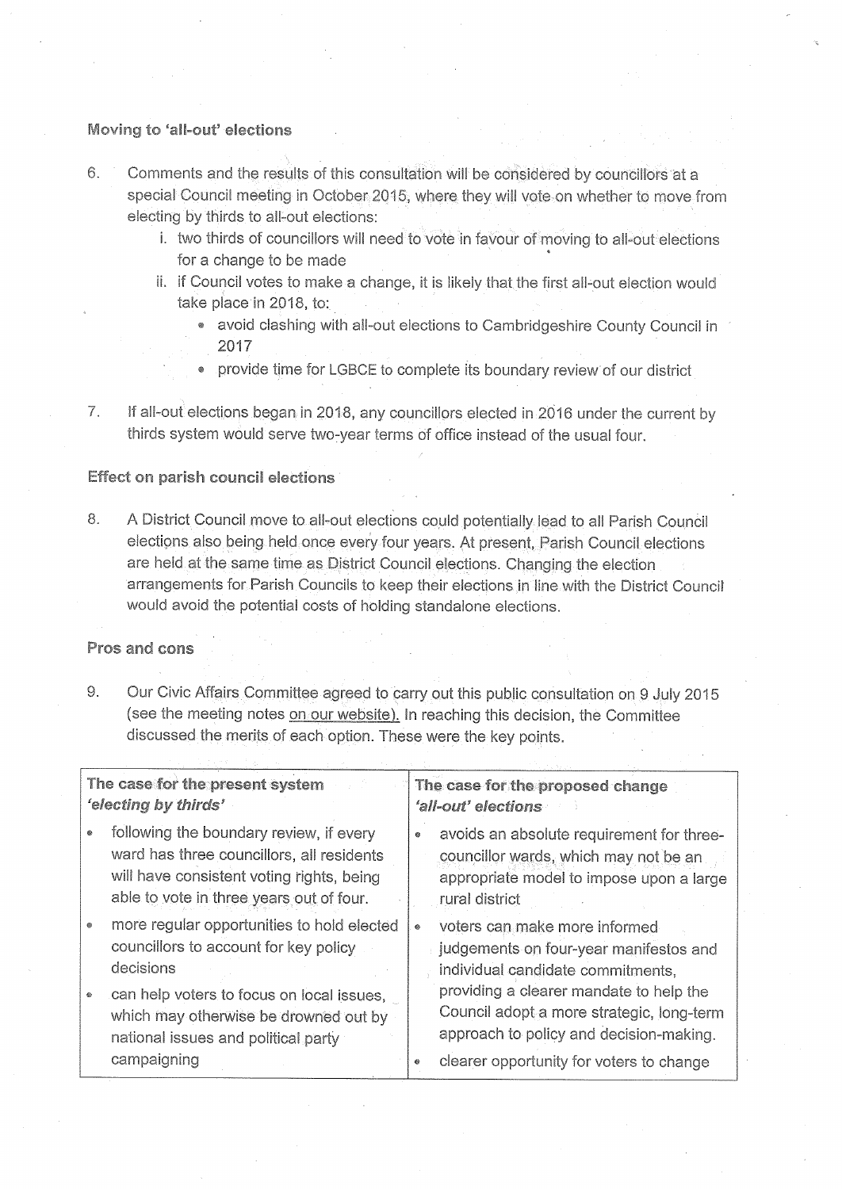### Moving to 'all-out' elections

6. Comments and the results of this consultation will be considered by councillors at a special Council meeting in October 2015, where they will vote on whether to move from electing by thirds to all-out elections:
   i. two thirds of councillors will need to vote in favour of moving to all-out elections for a change to be made
   ii. if Council votes to make a change, it is likely that the first all-out election would take place in 2018, to:
      - avoid clashing with all-out elections to Cambridgeshire County Council in 2017
      - provide time for LGBCE to complete its boundary review of our district

7. If all-out elections began in 2018, any councillors elected in 2016 under the current by thirds system would serve two-year terms of office instead of the usual four.

### Effect on parish council elections

8. A District Council move to all-out elections could potentially lead to all Parish Council elections also being held once every four years. At present, Parish Council elections are held at the same time as District Council elections. Changing the election arrangements for Parish Councils to keep their elections in line with the District Council would avoid the potential costs of holding standalone elections.

### Pros and cons

9. Our Civic Affairs Committee agreed to carry out this public consultation on 9 July 2015 (see the meeting notes on our website). In reaching this decision, the Committee discussed the merits of each option. These were the key points.

| The case for the present system *'electing by thirds'* | The case for the proposed change *'all-out' elections* |
|---|---|
| • following the boundary review, if every ward has three councillors, all residents will have consistent voting rights, being able to vote in three years out of four.<br>• more regular opportunities to hold elected councillors to account for key policy decisions<br>• can help voters to focus on local issues, which may otherwise be drowned out by national issues and political party campaigning | • avoids an absolute requirement for three-councillor wards, which may not be an appropriate model to impose upon a large rural district<br>• voters can make more informed judgements on four-year manifestos and individual candidate commitments, providing a clearer mandate to help the Council adopt a more strategic, long-term approach to policy and decision-making.<br>• clearer opportunity for voters to change |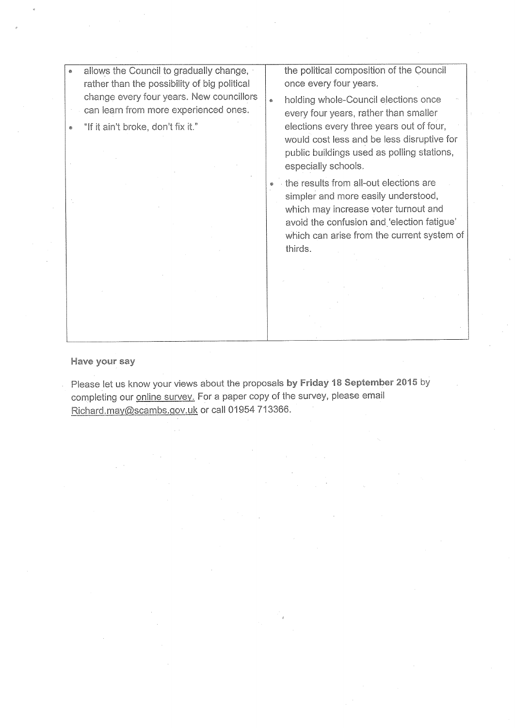| | |
|---|---|
| • allows the Council to gradually change, rather than the possibility of big political change every four years. New councillors can learn from more experienced ones.<br>• "If it ain't broke, don't fix it." | the political composition of the Council once every four years.<br>• holding whole-Council elections once every four years, rather than smaller elections every three years out of four, would cost less and be less disruptive for public buildings used as polling stations, especially schools.<br>• the results from all-out elections are simpler and more easily understood, which may increase voter turnout and avoid the confusion and 'election fatigue' which can arise from the current system of thirds. |

**Have your say**

Please let us know your views about the proposals **by Friday 18 September 2015** by completing our online survey. For a paper copy of the survey, please email Richard.may@scambs.gov.uk or call 01954 713366.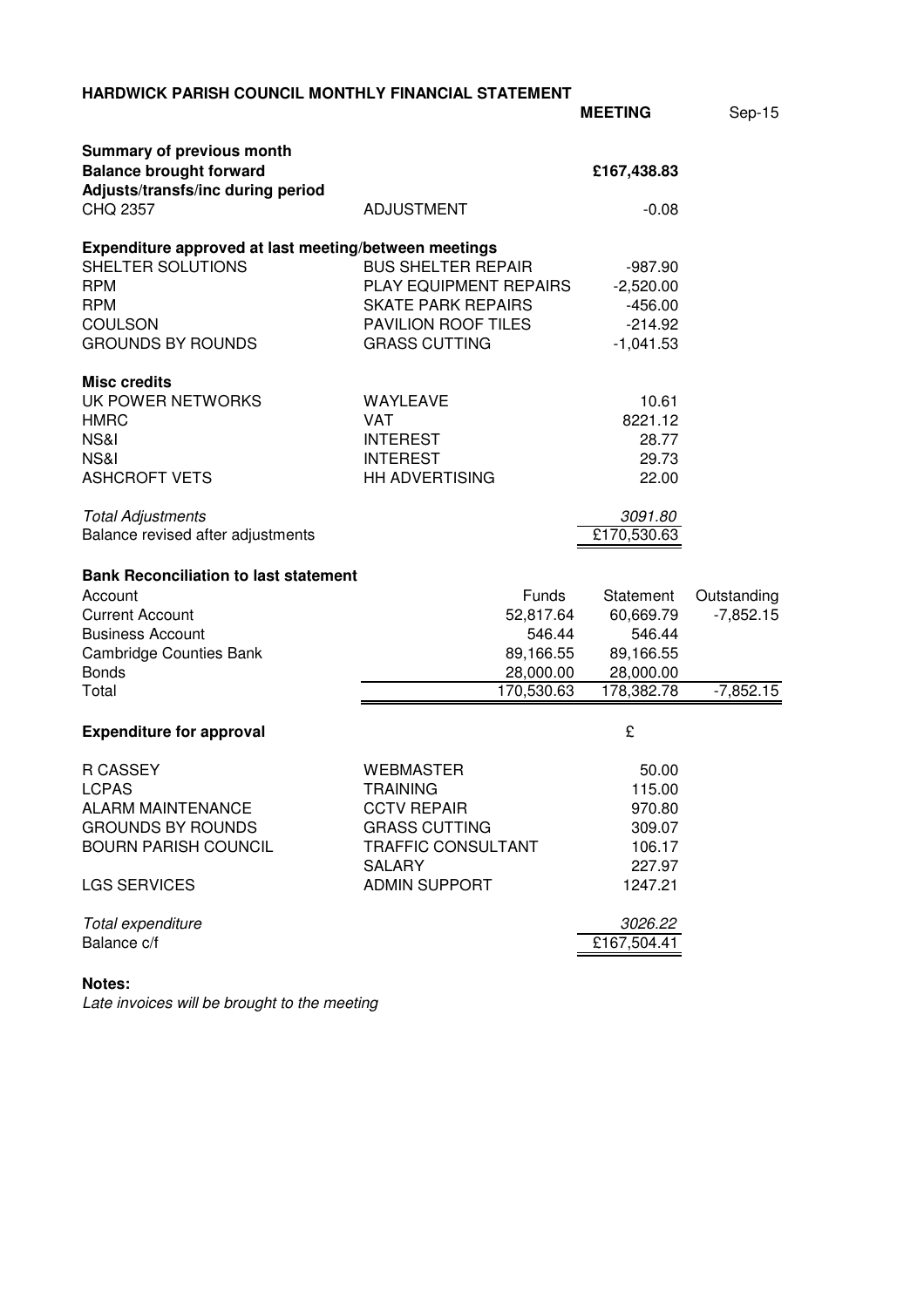# HARDWICK PARISH COUNCIL MONTHLY FINANCIAL STATEMENT

**MEETING** Sep-15

| | | | |
|---|---|---|---|
| **Summary of previous month** | | | |
| **Balance brought forward** | | **£167,438.83** | |
| **Adjusts/transfs/inc during period** | | | |
| CHQ 2357 | ADJUSTMENT | -0.08 | |
| | | | |
| **Expenditure approved at last meeting/between meetings** | | | |
| SHELTER SOLUTIONS | BUS SHELTER REPAIR | -987.90 | |
| RPM | PLAY EQUIPMENT REPAIRS | -2,520.00 | |
| RPM | SKATE PARK REPAIRS | -456.00 | |
| COULSON | PAVILION ROOF TILES | -214.92 | |
| GROUNDS BY ROUNDS | GRASS CUTTING | -1,041.53 | |
| | | | |
| **Misc credits** | | | |
| UK POWER NETWORKS | WAYLEAVE | 10.61 | |
| HMRC | VAT | 8221.12 | |
| NS&I | INTEREST | 28.77 | |
| NS&I | INTEREST | 29.73 | |
| ASHCROFT VETS | HH ADVERTISING | 22.00 | |
| | | | |
| *Total Adjustments* | | *3091.80* | |
| Balance revised after adjustments | | £170,530.63 | |

**Bank Reconciliation to last statement**

| Account | Funds | Statement | Outstanding |
|---|---|---|---|
| Current Account | 52,817.64 | 60,669.79 | -7,852.15 |
| Business Account | 546.44 | 546.44 | |
| Cambridge Counties Bank | 89,166.55 | 89,166.55 | |
| Bonds | 28,000.00 | 28,000.00 | |
| Total | 170,530.63 | 178,382.78 | -7,852.15 |

**Expenditure for approval**

| | | £ |
|---|---|---|
| R CASSEY | WEBMASTER | 50.00 |
| LCPAS | TRAINING | 115.00 |
| ALARM MAINTENANCE | CCTV REPAIR | 970.80 |
| GROUNDS BY ROUNDS | GRASS CUTTING | 309.07 |
| BOURN PARISH COUNCIL | TRAFFIC CONSULTANT | 106.17 |
| | SALARY | 227.97 |
| LGS SERVICES | ADMIN SUPPORT | 1247.21 |
| | | |
| *Total expenditure* | | *3026.22* |
| Balance c/f | | £167,504.41 |

**Notes:**

*Late invoices will be brought to the meeting*